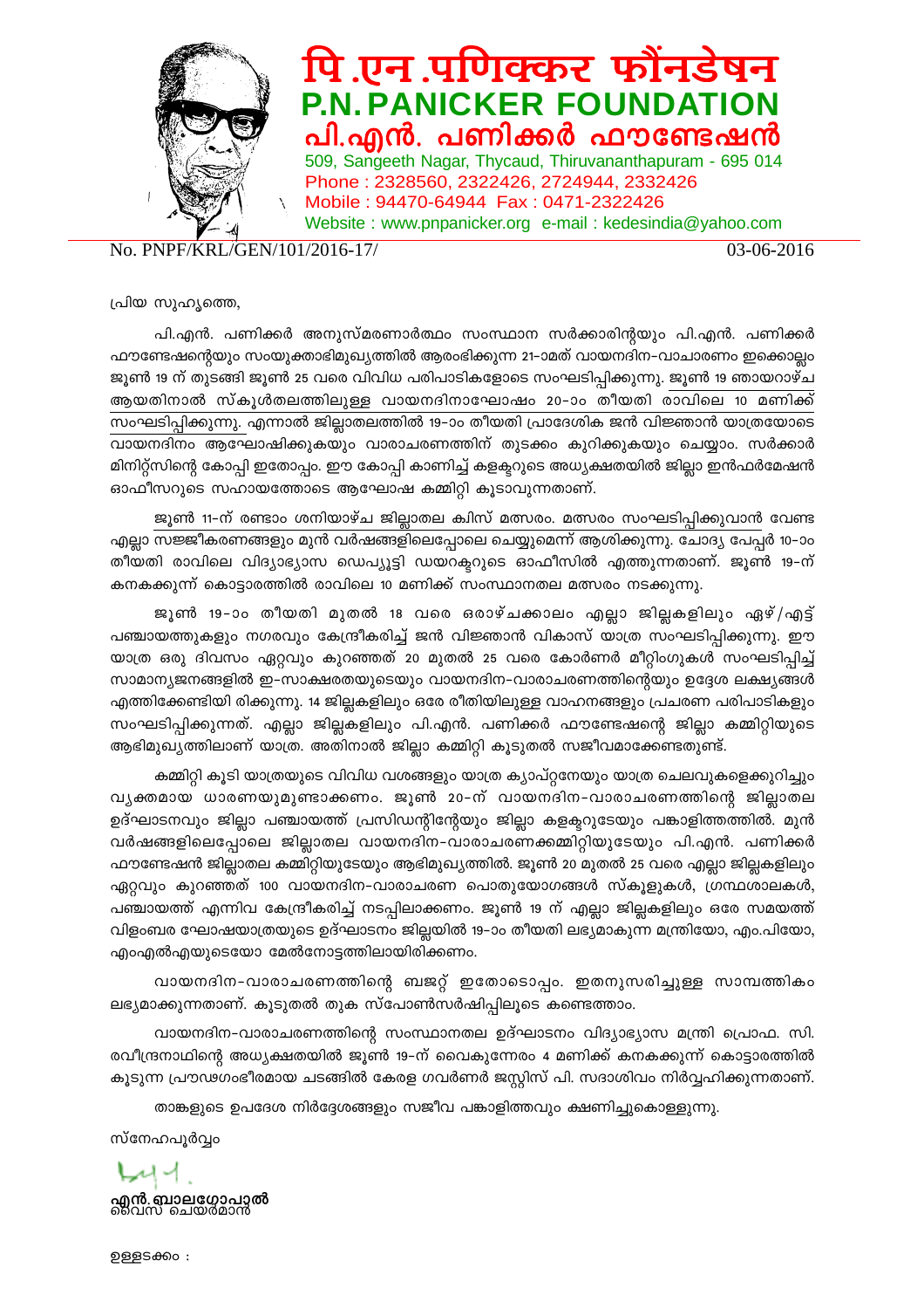# पि.एन.पणिक्कर फौंनडेषन
# P.N. PANICKER FOUNDATION
# പി.എൻ. പണിക്കർ ഫൗണ്ടേഷൻ

509, Sangeeth Nagar, Thycaud, Thiruvananthapuram - 695 014
Phone : 2328560, 2322426, 2724944, 2332426
Mobile : 94470-64944 Fax : 0471-2322426
Website : www.pnpanicker.org e-mail : kedesindia@yahoo.com

No. PNPF/KRL/GEN/101/2016-17/ 03-06-2016

പ്രിയ സുഹൃത്തെ,

പി.എൻ. പണിക്കർ അനുസ്മരണാർത്ഥം സംസ്ഥാന സർക്കാരിന്റെയും പി.എൻ. പണിക്കർ ഫൗണ്ടേഷന്റെയും സംയുക്താഭിമുഖ്യത്തിൽ ആരംഭിക്കുന്ന 21-ാമത് വായനദിന-വാചാരണം ഇക്കൊല്ലം ജൂൺ 19 ന് തുടങ്ങി ജൂൺ 25 വരെ വിവിധ പരിപാടികളോടെ സംഘടിപ്പിക്കുന്നു. ജൂൺ 19 ഞായറാഴ്ച ആയതിനാൽ സ്കൂൾതലത്തിലുള്ള വായനദിനാഘോഷം 20-ാം തീയതി രാവിലെ 10 മണിക്ക് സംഘടിപ്പിക്കുന്നു. എന്നാൽ ജില്ലാതലത്തിൽ 19-ാം തീയതി പ്രാദേശിക ജൻ വിജ്ഞാൻ യാത്രയോടെ വായനദിനം ആഘോഷിക്കുകയും വാരാചരണത്തിന് തുടക്കം കുറിക്കുകയും ചെയ്യാം. സർക്കാർ മിനിറ്റ്സിന്റെ കോപ്പി ഇതോപ്പം. ഈ കോപ്പി കാണിച്ച് കളക്ടറുടെ അധ്യക്ഷതയിൽ ജില്ലാ ഇൻഫർമേഷൻ ഓഫീസറുടെ സഹായത്തോടെ ആഘോഷ കമ്മിറ്റി കൂടാവുന്നതാണ്.

ജൂൺ 11-ന് രണ്ടാം ശനിയാഴ്ച ജില്ലാതല ക്വിസ് മത്സരം. മത്സരം സംഘടിപ്പിക്കുവാൻ വേണ്ട എല്ലാ സജ്ജീകരണങ്ങളും മുൻ വർഷങ്ങളിലെപ്പോലെ ചെയ്യുമെന്ന് ആശിക്കുന്നു. ചോദ്യ പേപ്പർ 10-ാം തീയതി രാവിലെ വിദ്യാഭ്യാസ ഡെപ്യൂട്ടി ഡയറക്ടറുടെ ഓഫീസിൽ എത്തുന്നതാണ്. ജൂൺ 19-ന് കനകക്കുന്ന് കൊട്ടാരത്തിൽ രാവിലെ 10 മണിക്ക് സംസ്ഥാനതല മത്സരം നടക്കുന്നു.

ജൂൺ 19-ാം തീയതി മുതൽ 18 വരെ ഒരാഴ്ചക്കാലം എല്ലാ ജില്ലകളിലും ഏഴ്/എട്ട് പഞ്ചായത്തുകളും നഗരവും കേന്ദ്രീകരിച്ച് ജൻ വിജ്ഞാൻ വികാസ് യാത്ര സംഘടിപ്പിക്കുന്നു. ഈ യാത്ര ഒരു ദിവസം ഏറ്റവും കുറഞ്ഞത് 20 മുതൽ 25 വരെ കോർണർ മീറ്റിംഗുകൾ സംഘടിപ്പിച്ച് സാമാന്യജനങ്ങളിൽ ഇ-സാക്ഷരതയുടെയും വായനദിന-വാരാചരണത്തിന്റെയും ഉദ്ദേശ ലക്ഷ്യങ്ങൾ എത്തിക്കേണ്ടിയി രിക്കുന്നു. 14 ജില്ലകളിലും ഒരേ രീതിയിലുള്ള വാഹനങ്ങളും പ്രചരണ പരിപാടികളും സംഘടിപ്പിക്കുന്നത്. എല്ലാ ജില്ലകളിലും പി.എൻ. പണിക്കർ ഫൗണ്ടേഷന്റെ ജില്ലാ കമ്മിറ്റിയുടെ ആഭിമുഖ്യത്തിലാണ് യാത്ര. അതിനാൽ ജില്ലാ കമ്മിറ്റി കൂടുതൽ സജീവമാക്കേണ്ടതുണ്ട്.

കമ്മിറ്റി കൂടി യാത്രയുടെ വിവിധ വശങ്ങളും യാത്ര ക്യാപ്റ്റനേയും യാത്ര ചെലവുകളെക്കുറിച്ചും വ്യക്തമായ ധാരണയുമുണ്ടാക്കണം. ജൂൺ 20-ന് വായനദിന-വാരാചരണത്തിന്റെ ജില്ലാതല ഉദ്ഘാടനവും ജില്ലാ പഞ്ചായത്ത് പ്രസിഡന്റിന്റേയും ജില്ലാ കളക്ടറുടേയും പങ്കാളിത്തത്തിൽ. മുൻ വർഷങ്ങളിലെപ്പോലെ ജില്ലാതല വായനദിന-വാരാചരണക്കമ്മിറ്റിയുടേയും പി.എൻ. പണിക്കർ ഫൗണ്ടേഷൻ ജില്ലാതല കമ്മിറ്റിയുടേയും ആഭിമുഖ്യത്തിൽ. ജൂൺ 20 മുതൽ 25 വരെ എല്ലാ ജില്ലകളിലും ഏറ്റവും കുറഞ്ഞത് 100 വായനദിന-വാരാചരണ പൊതുയോഗങ്ങൾ സ്കൂളുകൾ, ഗ്രന്ഥശാലകൾ, പഞ്ചായത്ത് എന്നിവ കേന്ദ്രീകരിച്ച് നടപ്പിലാക്കണം. ജൂൺ 19 ന് എല്ലാ ജില്ലകളിലും ഒരേ സമയത്ത് വിളംബര ഘോഷയാത്രയുടെ ഉദ്ഘാടനം ജില്ലയിൽ 19-ാം തീയതി ലഭ്യമാകുന്ന മന്ത്രിയോ, എം.പിയോ, എംഎൽഎയുടെയോ മേൽനോട്ടത്തിലായിരിക്കണം.

വായനദിന-വാരാചരണത്തിന്റെ ബജറ്റ് ഇതോടൊപ്പം. ഇതനുസരിച്ചുള്ള സാമ്പത്തികം ലഭ്യമാക്കുന്നതാണ്. കൂടുതൽ തുക സ്പോൺസർഷിപ്പിലൂടെ കണ്ടെത്താം.

വായനദിന-വാരാചരണത്തിന്റെ സംസ്ഥാനതല ഉദ്ഘാടനം വിദ്യാഭ്യാസ മന്ത്രി പ്രൊഫ. സി. രവീന്ദ്രനാഥിന്റെ അധ്യക്ഷതയിൽ ജൂൺ 19-ന് വൈകുന്നേരം 4 മണിക്ക് കനകക്കുന്ന് കൊട്ടാരത്തിൽ കൂടുന്ന പ്രൗഢഗംഭീരമായ ചടങ്ങിൽ കേരള ഗവർണർ ജസ്റ്റിസ് പി. സദാശിവം നിർവ്വഹിക്കുന്നതാണ്.

താങ്കളുടെ ഉപദേശ നിർദ്ദേശങ്ങളും സജീവ പങ്കാളിത്തവും ക്ഷണിച്ചുകൊള്ളുന്നു.

സ്നേഹപൂർവ്വം

**എൻ. ബാലഗോപാൽ**
വൈസ് ചെയർമാൻ

ഉള്ളടക്കം :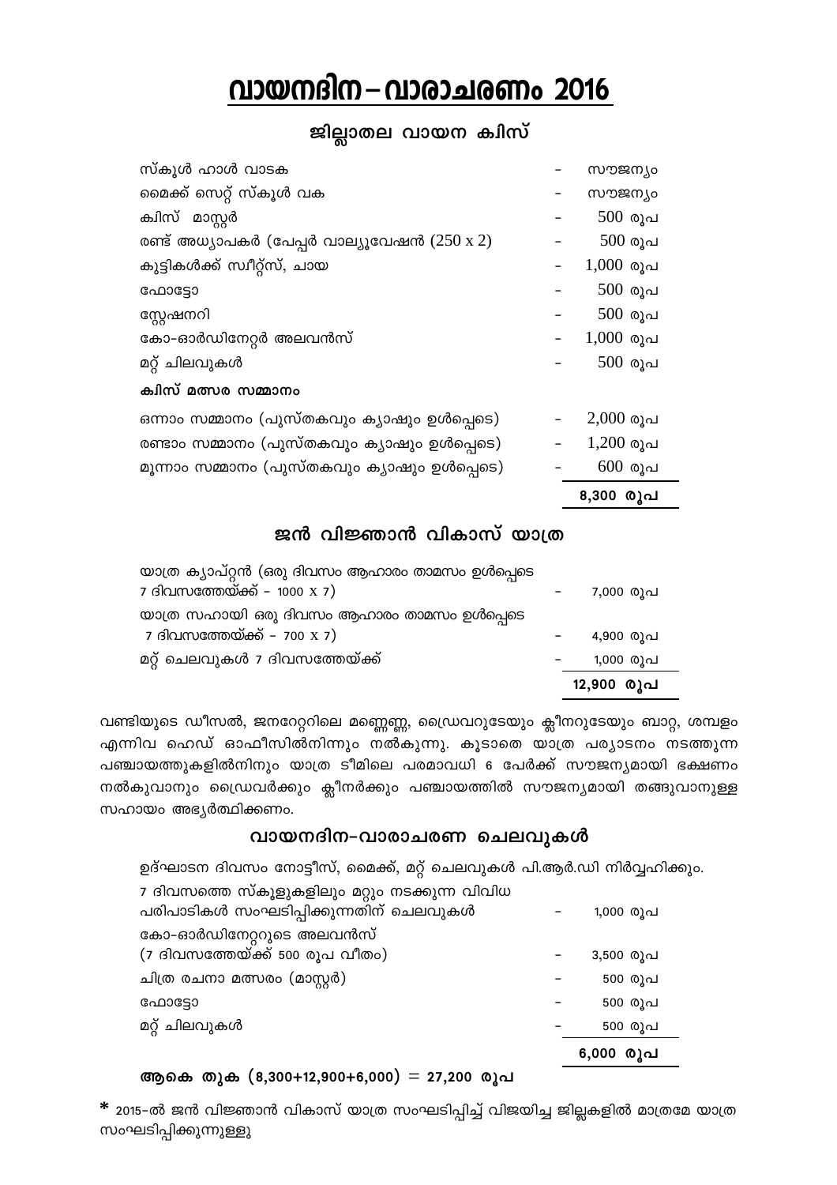# വായനദിന – വാരാചരണം 2016

## ജില്ലാതല വായന ക്വിസ്

| | | |
|---|---|---|
| സ്കൂൾ ഹാൾ വാടക | - | സൗജന്യം |
| മൈക്ക് സെറ്റ് സ്കൂൾ വക | - | സൗജന്യം |
| ക്വിസ് മാസ്റ്റർ | - | 500 രൂപ |
| രണ്ട് അധ്യാപകർ (പേപ്പർ വാല്യുവേഷൻ (250 x 2) | - | 500 രൂപ |
| കുട്ടികൾക്ക് സ്വീറ്റ്സ്, ചായ | - | 1,000 രൂപ |
| ഫോട്ടോ | - | 500 രൂപ |
| സ്റ്റേഷനറി | - | 500 രൂപ |
| കോ-ഓർഡിനേറ്റർ അലവൻസ് | - | 1,000 രൂപ |
| മറ്റ് ചിലവുകൾ | - | 500 രൂപ |
| **ക്വിസ് മത്സര സമ്മാനം** | | |
| ഒന്നാം സമ്മാനം (പുസ്തകവും ക്യാഷും ഉൾപ്പെടെ) | - | 2,000 രൂപ |
| രണ്ടാം സമ്മാനം (പുസ്തകവും ക്യാഷും ഉൾപ്പെടെ) | - | 1,200 രൂപ |
| മൂന്നാം സമ്മാനം (പുസ്തകവും ക്യാഷും ഉൾപ്പെടെ) | - | 600 രൂപ |
| | | **8,300 രൂപ** |

## ജൻ വിജ്ഞാൻ വികാസ് യാത്ര

| | | |
|---|---|---|
| യാത്ര ക്യാപ്റ്റൻ (ഒരു ദിവസം ആഹാരം താമസം ഉൾപ്പെടെ 7 ദിവസത്തേയ്ക്ക് - 1000 X 7) | - | 7,000 രൂപ |
| യാത്ര സഹായി ഒരു ദിവസം ആഹാരം താമസം ഉൾപ്പെടെ 7 ദിവസത്തേയ്ക്ക് - 700 X 7) | - | 4,900 രൂപ |
| മറ്റ് ചെലവുകൾ 7 ദിവസത്തേയ്ക്ക് | - | 1,000 രൂപ |
| | | **12,900 രൂപ** |

വണ്ടിയുടെ ഡീസൽ, ജനറേറ്ററിലെ മണ്ണെണ്ണ, ഡ്രൈവറുടേയും ക്ലീനറുടേയും ബാറ്റ, ശമ്പളം എന്നിവ ഹെഡ് ഓഫീസിൽനിന്നും നൽകുന്നു. കൂടാതെ യാത്ര പര്യാടനം നടത്തുന്ന പഞ്ചായത്തുകളിൽനിനും യാത്ര ടീമിലെ പരമാവധി 6 പേർക്ക് സൗജന്യമായി ഭക്ഷണം നൽകുവാനും ഡ്രൈവർക്കും ക്ലീനർക്കും പഞ്ചായത്തിൽ സൗജന്യമായി തങ്ങുവാനുള്ള സഹായം അഭ്യർത്ഥിക്കണം.

## വായനദിന-വാരാചരണ ചെലവുകൾ

ഉദ്ഘാടന ദിവസം നോട്ടീസ്, മൈക്ക്, മറ്റ് ചെലവുകൾ പി.ആർ.ഡി നിർവ്വഹിക്കും.

| | | |
|---|---|---|
| 7 ദിവസത്തെ സ്കൂളുകളിലും മറ്റും നടക്കുന്ന വിവിധ പരിപാടികൾ സംഘടിപ്പിക്കുന്നതിന് ചെലവുകൾ | - | 1,000 രൂപ |
| കോ-ഓർഡിനേറ്ററുടെ അലവൻസ് (7 ദിവസത്തേയ്ക്ക് 500 രൂപ വീതം) | - | 3,500 രൂപ |
| ചിത്ര രചനാ മത്സരം (മാസ്റ്റർ) | - | 500 രൂപ |
| ഫോട്ടോ | - | 500 രൂപ |
| മറ്റ് ചിലവുകൾ | - | 500 രൂപ |
| | | **6,000 രൂപ** |

**ആകെ തുക (8,300+12,900+6,000) = 27,200 രൂപ**

* 2015-ൽ ജൻ വിജ്ഞാൻ വികാസ് യാത്ര സംഘടിപ്പിച്ച് വിജയിച്ച ജില്ലകളിൽ മാത്രമേ യാത്ര സംഘടിപ്പിക്കുന്നുള്ളു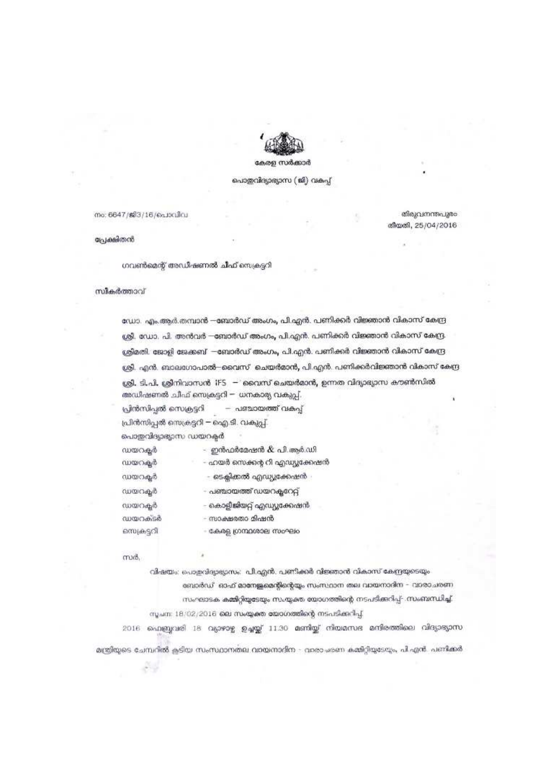കേരള സർക്കാർ

പൊതുവിദ്യാഭ്യാസ (ജി) വകുപ്പ്

നം: 6647/ജി3/16/പൊവിവ

തിരുവനന്തപുരം
തീയതി, 25/04/2016

പ്രേക്ഷിതൻ

ഗവൺമെന്റ് അഡീഷണൽ ചീഫ് സെക്രട്ടറി

സ്വീകർത്താവ്

ഡോ. എം.ആർ.തമ്പാൻ –ബോർഡ് അംഗം, പി.എൻ. പണിക്കർ വിജ്ഞാൻ വികാസ് കേന്ദ്ര

ശ്രീ. ഡോ. പി. അൻവർ –ബോർഡ് അംഗം, പി.എൻ. പണിക്കർ വിജ്ഞാൻ വികാസ് കേന്ദ്ര

ശ്രീമതി. ജോളി ജേക്കബ് –ബോർഡ് അംഗം, പി.എൻ. പണിക്കർ വിജ്ഞാൻ വികാസ് കേന്ദ്ര

ശ്രീ. എൻ. ബാലഗോപാൽ–വൈസ് ചെയർമാൻ, പി.എൻ. പണിക്കർവിജ്ഞാൻ വികാസ് കേന്ദ്ര

ശ്രീ. ടി.പി. ശ്രീനിവാസൻ IFS – വൈസ് ചെയർമാൻ, ഉന്നത വിദ്യാഭ്യാസ കൗൺസിൽ

അഡീഷണൽ ചീഫ് സെക്രട്ടറി – ധനകാര്യ വകുപ്പ്.

പ്രിൻസിപ്പൽ സെക്രട്ടറി – പഞ്ചായത്ത് വകുപ്പ്

പ്രിൻസിപ്പൽ സെക്രട്ടറി – ഐ.ടി. വകുപ്പ്.

പൊതുവിദ്യാഭ്യാസ ഡയറക്ടർ

ഡയറക്ടർ - ഇൻഫർമേഷൻ & പി.ആർ.ഡി

ഡയറക്ടർ - ഹയർ സെക്കന്ററി എഡ്യൂക്കേഷൻ

ഡയറക്ടർ - ടെക്നിക്കൽ എഡ്യൂക്കേഷൻ

ഡയറക്ടർ - പഞ്ചായത്ത് ഡയറക്ടറേറ്റ്

ഡയറക്ടർ - കൊളീജിയറ്റ് എഡ്യൂക്കേഷൻ

ഡയറക്ടർ - സാക്ഷരതാ മിഷൻ

സെക്രട്ടറി - കേരള ഗ്രന്ഥശാല സംഘം

സർ,

വിഷയം: പൊതുവിദ്യാഭ്യാസം: പി.എൻ. പണിക്കർ വിജ്ഞാൻ വികാസ് കേന്ദ്രയുടെയും ബോർഡ് ഓഫ് മാനേജ്മെന്റിന്റെയും സംസ്ഥാന തല വായനാദിന - വാരാചരണ സംഘാടക കമ്മിറ്റിയുടേയും സംയുക്ത യോഗത്തിന്റെ നടപടിക്കുറിപ്പ് - സംബന്ധിച്ച്.

സൂചന: 18/02/2016 ലെ സംയുക്ത യോഗത്തിന്റെ നടപടിക്കുറിപ്പ്.

2016 ഫെബ്രുവരി 18 വ്യാഴാഴ്ച ഉച്ചയ്ക്ക് 11.30 മണിയ്ക്ക് നിയമസഭ മന്ദിരത്തിലെ വിദ്യാഭ്യാസ മന്ത്രിയുടെ ചേമ്പറിൽ കൂടിയ സംസ്ഥാനതല വായനാദിന - വാരാചരണ കമ്മിറ്റിയുടേയും, പി.എൻ. പണിക്കർ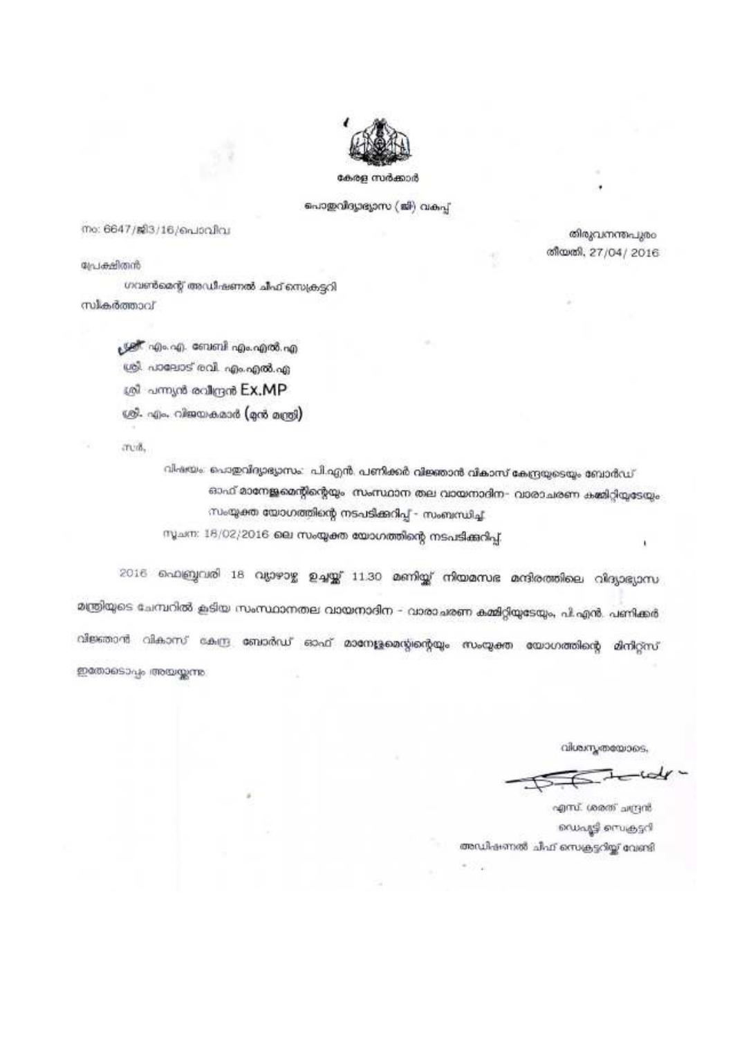കേരള സർക്കാർ

പൊതുവിദ്യാഭ്യാസ (ജി) വകുപ്പ്

നം: 6647/ജി3/16/പൊവിവ

തിരുവനന്തപുരം
തീയതി, 27/04/2016

പ്രേക്ഷിതൻ

ഗവൺമെന്റ് അഡീഷണൽ ചീഫ് സെക്രട്ടറി

സ്വീകർത്താവ്

ശ്രീ. എം.എ. ബേബി എം.എൽ.എ
ശ്രീ. പാലോട് രവി. എം.എൽ.എ
ശ്രീ. പന്ന്യൻ രവീന്ദ്രൻ Ex.MP
ശ്രീ. എം. വിജയകുമാർ (മുൻ മന്ത്രി)

സർ,

വിഷയം: പൊതുവിദ്യാഭ്യാസം: പി.എൻ. പണിക്കർ വിജ്ഞാൻ വികാസ് കേന്ദ്രയുടെയും ബോർഡ് ഓഫ് മാനേജ്മെന്റിന്റെയും സംസ്ഥാന തല വായനാദിന- വാരാചരണ കമ്മിറ്റിയുടേയും സംയുക്ത യോഗത്തിന്റെ നടപടിക്കുറിപ്പ് - സംബന്ധിച്ച്.

സൂചന: 18/02/2016 ലെ സംയുക്ത യോഗത്തിന്റെ നടപടിക്കുറിപ്പ്.

2016 ഫെബ്രുവരി 18 വ്യാഴാഴ്ച ഉച്ചയ്ക്ക് 11.30 മണിയ്ക്ക് നിയമസഭ മന്ദിരത്തിലെ വിദ്യാഭ്യാസ മന്ത്രിയുടെ ചേമ്പറിൽ കൂടിയ സംസ്ഥാനതല വായനാദിന - വാരാചരണ കമ്മിറ്റിയുടേയും, പി.എൻ. പണിക്കർ വിജ്ഞാൻ വികാസ് കേന്ദ്ര ബോർഡ് ഓഫ് മാനേജ്മെന്റിന്റെയും സംയുക്ത യോഗത്തിന്റെ മിനിറ്റ്സ് ഇതോടൊപ്പം അയയ്ക്കുന്നു.

വിശ്വസ്തതയോടെ,

എസ്. ശരത് ചന്ദ്രൻ
ഡെപ്യൂട്ടി സെക്രട്ടറി
അഡീഷണൽ ചീഫ് സെക്രട്ടറിയ്ക്ക് വേണ്ടി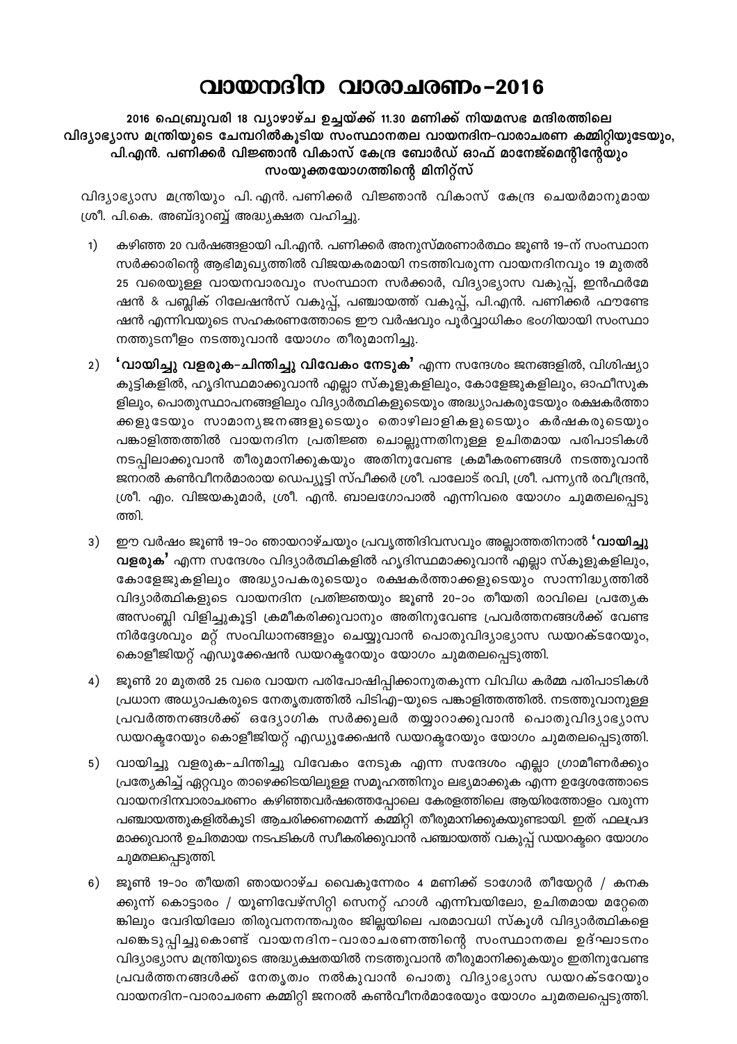# വായനദിന വാരാചരണം-2016

**2016 ഫെബ്രുവരി 18 വ്യാഴാഴ്ച ഉച്ചയ്ക്ക് 11.30 മണിക്ക് നിയമസഭ മന്ദിരത്തിലെ വിദ്യാഭ്യാസ മന്ത്രിയുടെ ചേമ്പറിൽകൂടിയ സംസ്ഥാനതല വായനദിന-വാരാചരണ കമ്മിറ്റിയുടേയും, പി.എൻ. പണിക്കർ വിജ്ഞാൻ വികാസ് കേന്ദ്ര ബോർഡ് ഓഫ് മാനേജ്മെന്റിന്റേയും സംയുക്തയോഗത്തിന്റെ മിനിറ്റ്സ്**

വിദ്യാഭ്യാസ മന്ത്രിയും പി. എൻ. പണിക്കർ വിജ്ഞാൻ വികാസ് കേന്ദ്ര ചെയർമാനുമായ ശ്രീ. പി.കെ. അബ്ദുറബ്ബ് അദ്ധ്യക്ഷത വഹിച്ചു.

1) കഴിഞ്ഞ 20 വർഷങ്ങളായി പി.എൻ. പണിക്കർ അനുസ്മരണാർത്ഥം ജൂൺ 19-ന് സംസ്ഥാന സർക്കാരിന്റെ ആഭിമുഖ്യത്തിൽ വിജയകരമായി നടത്തിവരുന്ന വായനദിനവും 19 മുതൽ 25 വരെയുള്ള വായനവാരവും സംസ്ഥാന സർക്കാർ, വിദ്യാഭ്യാസ വകുപ്പ്, ഇൻഫർമേഷൻ & പബ്ലിക് റിലേഷൻസ് വകുപ്പ്, പഞ്ചായത്ത് വകുപ്പ്, പി.എൻ. പണിക്കർ ഫൗണ്ടേഷൻ എന്നിവയുടെ സഹകരണത്തോടെ ഈ വർഷവും പൂർവ്വാധികം ഭംഗിയായി സംസ്ഥാനത്തുടനീളം നടത്തുവാൻ യോഗം തീരുമാനിച്ചു.

2) **'വായിച്ചു വളരുക-ചിന്തിച്ചു വിവേകം നേടുക'** എന്ന സന്ദേശം ജനങ്ങളിൽ, വിശിഷ്യാ കുട്ടികളിൽ, ഹൃദിസ്ഥമാക്കുവാൻ എല്ലാ സ്കൂളുകളിലും, കോളേജുകളിലും, ഓഫീസുകളിലും, പൊതുസ്ഥാപനങ്ങളിലും വിദ്യാർത്ഥികളുടെയും അദ്ധ്യാപകരുടേയും രക്ഷകർത്താക്കളുടേയും സാമാന്യജനങ്ങളുടെയും തൊഴിലാളികളുടെയും കർഷകരുടെയും പങ്കാളിത്തത്തിൽ വായനദിന പ്രതിജ്ഞ ചൊല്ലുന്നതിനുള്ള ഉചിതമായ പരിപാടികൾ നടപ്പിലാക്കുവാൻ തീരുമാനിക്കുകയും അതിനുവേണ്ട ക്രമീകരണങ്ങൾ നടത്തുവാൻ ജനറൽ കൺവീനർമാരായ ഡെപ്യൂട്ടി സ്പീക്കർ ശ്രീ. പാലോട് രവി, ശ്രീ. പന്ന്യൻ രവീന്ദ്രൻ, ശ്രീ. എം. വിജയകുമാർ, ശ്രീ. എൻ. ബാലഗോപാൽ എന്നിവരെ യോഗം ചുമതലപ്പെടുത്തി.

3) ഈ വർഷം ജൂൺ 19-ാം ഞായറാഴ്ചയും പ്രവൃത്തിദിവസവും അല്ലാത്തതിനാൽ **'വായിച്ചു വളരുക'** എന്ന സന്ദേശം വിദ്യാർത്ഥികളിൽ ഹൃദിസ്ഥമാക്കുവാൻ എല്ലാ സ്കൂളുകളിലും, കോളേജുകളിലും അദ്ധ്യാപകരുടെയും രക്ഷകർത്താക്കളുടെയും സാന്നിദ്ധ്യത്തിൽ വിദ്യാർത്ഥികളുടെ വായനദിന പ്രതിജ്ഞയും ജൂൺ 20-ാം തീയതി രാവിലെ പ്രത്യേക അസംബ്ലി വിളിച്ചുകൂട്ടി ക്രമീകരിക്കുവാനും അതിനുവേണ്ട പ്രവർത്തനങ്ങൾക്ക് വേണ്ട നിർദ്ദേശവും മറ്റ് സംവിധാനങ്ങളും ചെയ്യുവാൻ പൊതുവിദ്യാഭ്യാസ ഡയറക്ടറേയും, കൊളീജിയറ്റ് എഡ്യൂക്കേഷൻ ഡയറക്ടറേയും യോഗം ചുമതലപ്പെടുത്തി.

4) ജൂൺ 20 മുതൽ 25 വരെ വായന പരിപോഷിപ്പിക്കാനുതകുന്ന വിവിധ കർമ്മ പരിപാടികൾ പ്രധാന അദ്ധ്യാപകരുടെ നേതൃത്വത്തിൽ പിടിഎ-യുടെ പങ്കാളിത്തത്തിൽ. നടത്തുവാനുള്ള പ്രവർത്തനങ്ങൾക്ക് ഒദ്യോഗിക സർക്കുലർ തയ്യാറാക്കുവാൻ പൊതുവിദ്യാഭ്യാസ ഡയറക്ടറേയും കൊളീജിയറ്റ് എഡ്യൂക്കേഷൻ ഡയറക്ടറേയും യോഗം ചുമതലപ്പെടുത്തി.

5) വായിച്ചു വളരുക-ചിന്തിച്ചു വിവേകം നേടുക എന്ന സന്ദേശം എല്ലാ ഗ്രാമീണർക്കും പ്രത്യേകിച്ച് ഏറ്റവും താഴെക്കിടയിലുള്ള സമൂഹത്തിനും ലഭ്യമാക്കുക എന്ന ഉദ്ദേശത്തോടെ വായനദിനവാരാചരണം കഴിഞ്ഞവർഷത്തെപ്പോലെ കേരളത്തിലെ ആയിരത്തോളം വരുന്ന പഞ്ചായത്തുകളിൽകൂടി ആചരിക്കണമെന്ന് കമ്മിറ്റി തീരുമാനിക്കുകയുണ്ടായി. ഇത് ഫലപ്രദമാക്കുവാൻ ഉചിതമായ നടപടികൾ സ്വീകരിക്കുവാൻ പഞ്ചായത്ത് വകുപ്പ് ഡയറക്ടറെ യോഗം ചുമതലപ്പെടുത്തി.

6) ജൂൺ 19-ാം തീയതി ഞായറാഴ്ച വൈകുന്നേരം 4 മണിക്ക് ടാഗോർ തീയേറ്റർ / കനകക്കുന്ന് കൊട്ടാരം / യൂണിവേഴ്സിറ്റി സെനറ്റ് ഹാൾ എന്നിവയിലോ, ഉചിതമായ മറ്റേതെങ്കിലും വേദിയിലോ തിരുവനന്തപുരം ജില്ലയിലെ പരമാവധി സ്കൂൾ വിദ്യാർത്ഥികളെ പങ്കെടുപ്പിച്ചുകൊണ്ട് വായനദിന-വാരാചരണത്തിന്റെ സംസ്ഥാനതല ഉദ്ഘാടനം വിദ്യാഭ്യാസ മന്ത്രിയുടെ അദ്ധ്യക്ഷതയിൽ നടത്തുവാൻ തീരുമാനിക്കുകയും ഇതിനുവേണ്ട പ്രവർത്തനങ്ങൾക്ക് നേതൃത്വം നൽകുവാൻ പൊതു വിദ്യാഭ്യാസ ഡയറക്ടറേയും വായനദിന-വാരാചരണ കമ്മിറ്റി ജനറൽ കൺവീനർമാരേയും യോഗം ചുമതലപ്പെടുത്തി.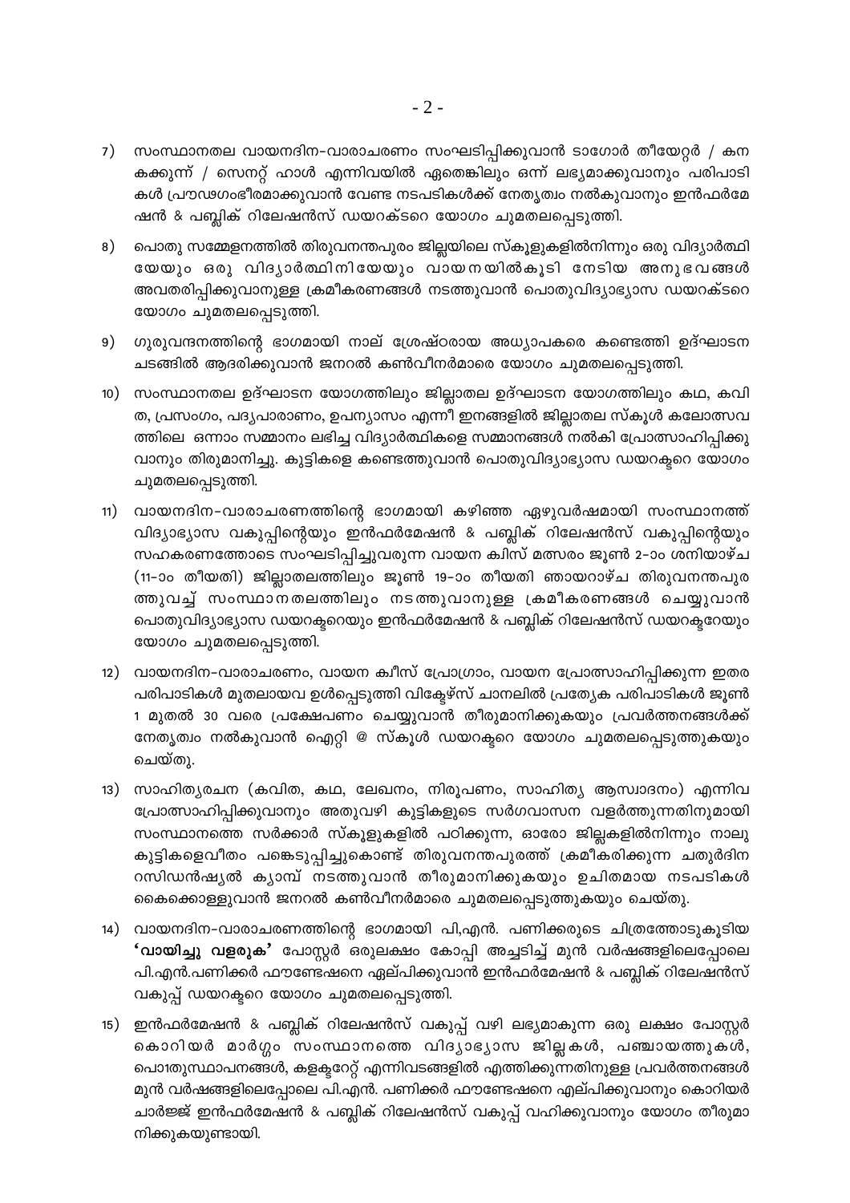7) സംസ്ഥാനതല വായനദിന-വാരാചരണം സംഘടിപ്പിക്കുവാൻ ടാഗോർ തീയേറ്റർ / കനകക്കുന്ന് / സെനറ്റ് ഹാൾ എന്നിവയിൽ ഏതെങ്കിലും ഒന്ന് ലഭ്യമാക്കുവാനും പരിപാടികൾ പ്രൗഢഗംഭീരമാക്കുവാൻ വേണ്ട നടപടികൾക്ക് നേതൃത്വം നൽകുവാനും ഇൻഫർമേഷൻ & പബ്ലിക് റിലേഷൻസ് ഡയറക്ടറെ യോഗം ചുമതലപ്പെടുത്തി.

8) പൊതു സമ്മേളനത്തിൽ തിരുവനന്തപുരം ജില്ലയിലെ സ്കൂളുകളിൽനിന്നും ഒരു വിദ്യാർത്ഥിയേയും ഒരു വിദ്യാർത്ഥിനിയേയും വായനയിൽകൂടി നേടിയ അനുഭവങ്ങൾ അവതരിപ്പിക്കുവാനുള്ള ക്രമീകരണങ്ങൾ നടത്തുവാൻ പൊതുവിദ്യാഭ്യാസ ഡയറക്ടറെ യോഗം ചുമതലപ്പെടുത്തി.

9) ഗുരുവന്ദനത്തിന്റെ ഭാഗമായി നാല് ശ്രേഷ്ഠരായ അധ്യാപകരെ കണ്ടെത്തി ഉദ്ഘാടന ചടങ്ങിൽ ആദരിക്കുവാൻ ജനറൽ കൺവീനർമാരെ യോഗം ചുമതലപ്പെടുത്തി.

10) സംസ്ഥാനതല ഉദ്ഘാടന യോഗത്തിലും ജില്ലാതല ഉദ്ഘാടന യോഗത്തിലും കഥ, കവിത, പ്രസംഗം, പദ്യപാരാണം, ഉപന്യാസം എന്നീ ഇനങ്ങളിൽ ജില്ലാതല സ്കൂൾ കലോത്സവത്തിലെ ഒന്നാം സമ്മാനം ലഭിച്ച വിദ്യാർത്ഥികളെ സമ്മാനങ്ങൾ നൽകി പ്രോത്സാഹിപ്പിക്കുവാനും തിരുമാനിച്ചു. കുട്ടികളെ കണ്ടെത്തുവാൻ പൊതുവിദ്യാഭ്യാസ ഡയറക്ടറെ യോഗം ചുമതലപ്പെടുത്തി.

11) വായനദിന-വാരാചരണത്തിന്റെ ഭാഗമായി കഴിഞ്ഞ ഏഴുവർഷമായി സംസ്ഥാനത്ത് വിദ്യാഭ്യാസ വകുപ്പിന്റെയും ഇൻഫർമേഷൻ & പബ്ലിക് റിലേഷൻസ് വകുപ്പിന്റെയും സഹകരണത്തോടെ സംഘടിപ്പിച്ചുവരുന്ന വായന ക്വിസ് മത്സരം ജൂൺ 2-ാം ശനിയാഴ്ച (11-ാം തീയതി) ജില്ലാതലത്തിലും ജൂൺ 19-ാം തീയതി ഞായറാഴ്ച തിരുവനന്തപുരത്തുവച്ച് സംസ്ഥാനതലത്തിലും നടത്തുവാനുള്ള ക്രമീകരണങ്ങൾ ചെയ്യുവാൻ പൊതുവിദ്യാഭ്യാസ ഡയറക്ടറെയും ഇൻഫർമേഷൻ & പബ്ലിക് റിലേഷൻസ് ഡയറക്ടറേയും യോഗം ചുമതലപ്പെടുത്തി.

12) വായനദിന-വാരാചരണം, വായന ക്വീസ് പ്രോഗ്രാം, വായന പ്രോത്സാഹിപ്പിക്കുന്ന ഇതര പരിപാടികൾ മുതലായവ ഉൾപ്പെടുത്തി വിക്ടേഴ്സ് ചാനലിൽ പ്രത്യേക പരിപാടികൾ ജൂൺ 1 മുതൽ 30 വരെ പ്രക്ഷേപണം ചെയ്യുവാൻ തീരുമാനിക്കുകയും പ്രവർത്തനങ്ങൾക്ക് നേതൃത്വം നൽകുവാൻ ഐറ്റി @ സ്കൂൾ ഡയറക്ടറെ യോഗം ചുമതലപ്പെടുത്തുകയും ചെയ്തു.

13) സാഹിത്യരചന (കവിത, കഥ, ലേഖനം, നിരൂപണം, സാഹിത്യ ആസ്വാദനം) എന്നിവ പ്രോത്സാഹിപ്പിക്കുവാനും അതുവഴി കുട്ടികളുടെ സർഗവാസന വളർത്തുന്നതിനുമായി സംസ്ഥാനത്തെ സർക്കാർ സ്കൂളുകളിൽ പഠിക്കുന്ന, ഓരോ ജില്ലകളിൽനിന്നും നാലു കുട്ടികളെവീതം പങ്കെടുപ്പിച്ചുകൊണ്ട് തിരുവനന്തപുരത്ത് ക്രമീകരിക്കുന്ന ചതുർദിന റസിഡൻഷ്യൽ ക്യാമ്പ് നടത്തുവാൻ തീരുമാനിക്കുകയും ഉചിതമായ നടപടികൾ കൈക്കൊള്ളുവാൻ ജനറൽ കൺവീനർമാരെ ചുമതലപ്പെടുത്തുകയും ചെയ്തു.

14) വായനദിന-വാരാചരണത്തിന്റെ ഭാഗമായി പി,എൻ. പണിക്കരുടെ ചിത്രത്തോടുകൂടിയ **'വായിച്ചു വളരുക'** പോസ്റ്റർ ഒരുലക്ഷം കോപ്പി അച്ചടിച്ച് മുൻ വർഷങ്ങളിലെപ്പോലെ പി.എൻ.പണിക്കർ ഫൗണ്ടേഷനെ ഏല്പിക്കുവാൻ ഇൻഫർമേഷൻ & പബ്ലിക് റിലേഷൻസ് വകുപ്പ് ഡയറക്ടറെ യോഗം ചുമതലപ്പെടുത്തി.

15) ഇൻഫർമേഷൻ & പബ്ലിക് റിലേഷൻസ് വകുപ്പ് വഴി ലഭ്യമാകുന്ന ഒരു ലക്ഷം പോസ്റ്റർ കൊറിയർ മാർഗ്ഗം സംസ്ഥാനത്തെ വിദ്യാഭ്യാസ ജില്ലകൾ, പഞ്ചായത്തുകൾ, പൊതുസ്ഥാപനങ്ങൾ, കളക്ടറേറ്റ് എന്നിവടങ്ങളിൽ എത്തിക്കുന്നതിനുള്ള പ്രവർത്തനങ്ങൾ മുൻ വർഷങ്ങളിലെപ്പോലെ പി.എൻ. പണിക്കർ ഫൗണ്ടേഷനെ എല്പിക്കുവാനും കൊറിയർ ചാർജ്ജ് ഇൻഫർമേഷൻ & പബ്ലിക് റിലേഷൻസ് വകുപ്പ് വഹിക്കുവാനും യോഗം തീരുമാനിക്കുകയുണ്ടായി.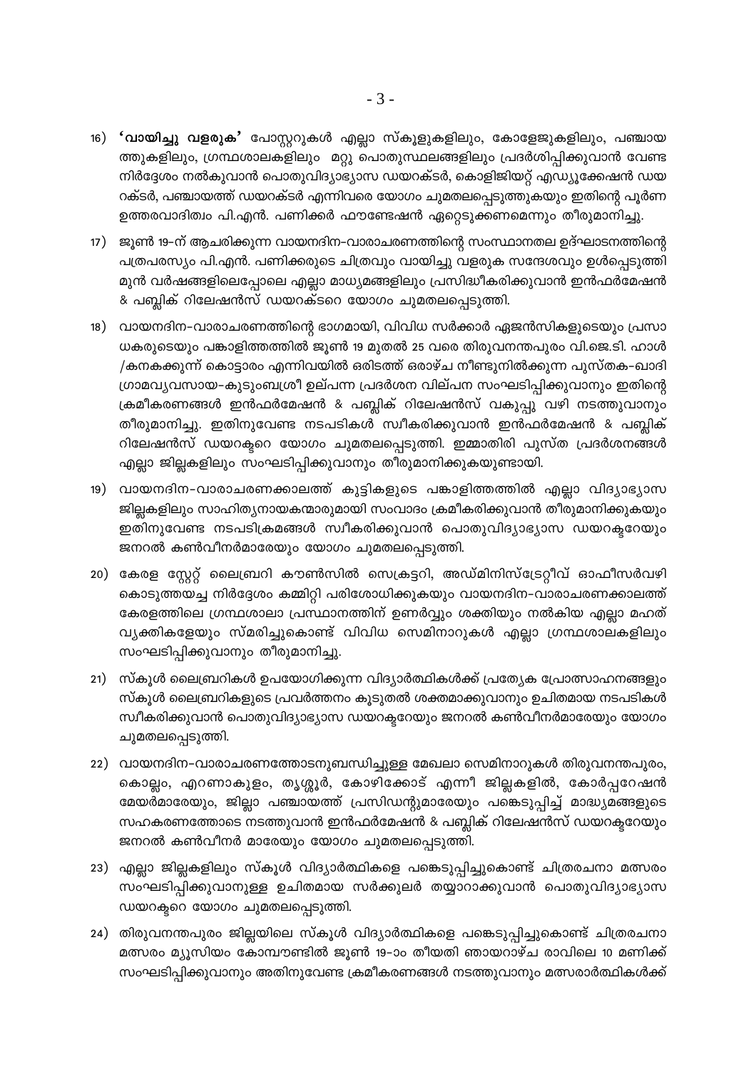16) **'വായിച്ചു വളരുക'** പോസ്റ്ററുകൾ എല്ലാ സ്കൂളുകളിലും, കോളേജുകളിലും, പഞ്ചായത്തുകളിലും, ഗ്രന്ഥശാലകളിലും മറ്റു പൊതുസ്ഥലങ്ങളിലും പ്രദർശിപ്പിക്കുവാൻ വേണ്ട നിർദ്ദേശം നൽകുവാൻ പൊതുവിദ്യാഭ്യാസ ഡയറക്ടർ, കൊളിജിയറ്റ് എഡ്യൂക്കേഷൻ ഡയറക്ടർ, പഞ്ചായത്ത് ഡയറക്ടർ എന്നിവരെ യോഗം ചുമതലപ്പെടുത്തുകയും ഇതിന്റെ പൂർണ ഉത്തരവാദിത്വം പി.എൻ. പണിക്കർ ഫൗണ്ടേഷൻ ഏറ്റെടുക്കണമെന്നും തീരുമാനിച്ചു.

17) ജൂൺ 19-ന് ആചരിക്കുന്ന വായനദിന-വാരാചരണത്തിന്റെ സംസ്ഥാനതല ഉദ്ഘാടനത്തിന്റെ പത്രപരസ്യം പി.എൻ. പണിക്കരുടെ ചിത്രവും വായിച്ചു വളരുക സന്ദേശവും ഉൾപ്പെടുത്തി മുൻ വർഷങ്ങളിലെപ്പോലെ എല്ലാ മാധ്യമങ്ങളിലും പ്രസിദ്ധീകരിക്കുവാൻ ഇൻഫർമേഷൻ & പബ്ലിക് റിലേഷൻസ് ഡയറക്ടറെ യോഗം ചുമതലപ്പെടുത്തി.

18) വായനദിന-വാരാചരണത്തിന്റെ ഭാഗമായി, വിവിധ സർക്കാർ ഏജൻസികളുടെയും പ്രസാധകരുടെയും പങ്കാളിത്തത്തിൽ ജൂൺ 19 മുതൽ 25 വരെ തിരുവനന്തപുരം വി.ജെ.ടി. ഹാൾ /കനകക്കുന്ന് കൊട്ടാരം എന്നിവയിൽ ഒരിടത്ത് ഒരാഴ്ച നീണ്ടുനിൽക്കുന്ന പുസ്തക-ഖാദി ഗ്രാമവ്യവസായ-കുടുംബശ്രീ ഉല്പന്ന പ്രദർശന വില്പന സംഘടിപ്പിക്കുവാനും ഇതിന്റെ ക്രമീകരണങ്ങൾ ഇൻഫർമേഷൻ & പബ്ലിക് റിലേഷൻസ് വകുപ്പു വഴി നടത്തുവാനും തീരുമാനിച്ചു. ഇതിനുവേണ്ട നടപടികൾ സ്വീകരിക്കുവാൻ ഇൻഫർമേഷൻ & പബ്ലിക് റിലേഷൻസ് ഡയറക്ടറെ യോഗം ചുമതലപ്പെടുത്തി. ഇമ്മാതിരി പുസ്ത പ്രദർശനങ്ങൾ എല്ലാ ജില്ലകളിലും സംഘടിപ്പിക്കുവാനും തീരുമാനിക്കുകയുണ്ടായി.

19) വായനദിന-വാരാചരണക്കാലത്ത് കുട്ടികളുടെ പങ്കാളിത്തത്തിൽ എല്ലാ വിദ്യാഭ്യാസ ജില്ലകളിലും സാഹിത്യനായകന്മാരുമായി സംവാദം ക്രമീകരിക്കുവാൻ തീരുമാനിക്കുകയും ഇതിനുവേണ്ട നടപടിക്രമങ്ങൾ സ്വീകരിക്കുവാൻ പൊതുവിദ്യാഭ്യാസ ഡയറക്ടറേയും ജനറൽ കൺവീനർമാരേയും യോഗം ചുമതലപ്പെടുത്തി.

20) കേരള സ്റ്റേറ്റ് ലൈബ്രറി കൗൺസിൽ സെക്രട്ടറി, അഡ്മിനിസ്ട്രേറ്റീവ് ഓഫീസർവഴി കൊടുത്തയച്ച നിർദ്ദേശം കമ്മിറ്റി പരിശോധിക്കുകയും വായനദിന-വാരാചരണക്കാലത്ത് കേരളത്തിലെ ഗ്രന്ഥശാലാ പ്രസ്ഥാനത്തിന് ഉണർവ്വും ശക്തിയും നൽകിയ എല്ലാ മഹത് വ്യക്തികളേയും സ്മരിച്ചുകൊണ്ട് വിവിധ സെമിനാറുകൾ എല്ലാ ഗ്രന്ഥശാലകളിലും സംഘടിപ്പിക്കുവാനും തീരുമാനിച്ചു.

21) സ്കൂൾ ലൈബ്രറികൾ ഉപയോഗിക്കുന്ന വിദ്യാർത്ഥികൾക്ക് പ്രത്യേക പ്രോത്സാഹനങ്ങളും സ്കൂൾ ലൈബ്രറികളുടെ പ്രവർത്തനം കൂടുതൽ ശക്തമാക്കുവാനും ഉചിതമായ നടപടികൾ സ്വീകരിക്കുവാൻ പൊതുവിദ്യാഭ്യാസ ഡയറക്ടറേയും ജനറൽ കൺവീനർമാരേയും യോഗം ചുമതലപ്പെടുത്തി.

22) വായനദിന-വാരാചരണത്തോടനുബന്ധിച്ചുള്ള മേഖലാ സെമിനാറുകൾ തിരുവനന്തപുരം, കൊല്ലം, എറണാകുളം, തൃശ്ശൂർ, കോഴിക്കോട് എന്നീ ജില്ലകളിൽ, കോർപ്പറേഷൻ മേയർമാരേയും, ജില്ലാ പഞ്ചായത്ത് പ്രസിഡന്റുമാരേയും പങ്കെടുപ്പിച്ച് മാദ്ധ്യമങ്ങളുടെ സഹകരണത്തോടെ നടത്തുവാൻ ഇൻഫർമേഷൻ & പബ്ലിക് റിലേഷൻസ് ഡയറക്ടറേയും ജനറൽ കൺവീനർ മാരേയും യോഗം ചുമതലപ്പെടുത്തി.

23) എല്ലാ ജില്ലകളിലും സ്കൂൾ വിദ്യാർത്ഥികളെ പങ്കെടുപ്പിച്ചുകൊണ്ട് ചിത്രരചനാ മത്സരം സംഘടിപ്പിക്കുവാനുള്ള ഉചിതമായ സർക്കുലർ തയ്യാറാക്കുവാൻ പൊതുവിദ്യാഭ്യാസ ഡയറക്ടറെ യോഗം ചുമതലപ്പെടുത്തി.

24) തിരുവനന്തപുരം ജില്ലയിലെ സ്കൂൾ വിദ്യാർത്ഥികളെ പങ്കെടുപ്പിച്ചുകൊണ്ട് ചിത്രരചനാ മത്സരം മ്യൂസിയം കോമ്പൗണ്ടിൽ ജൂൺ 19-ാം തീയതി ഞായറാഴ്ച രാവിലെ 10 മണിക്ക് സംഘടിപ്പിക്കുവാനും അതിനുവേണ്ട ക്രമീകരണങ്ങൾ നടത്തുവാനും മത്സരാർത്ഥികൾക്ക്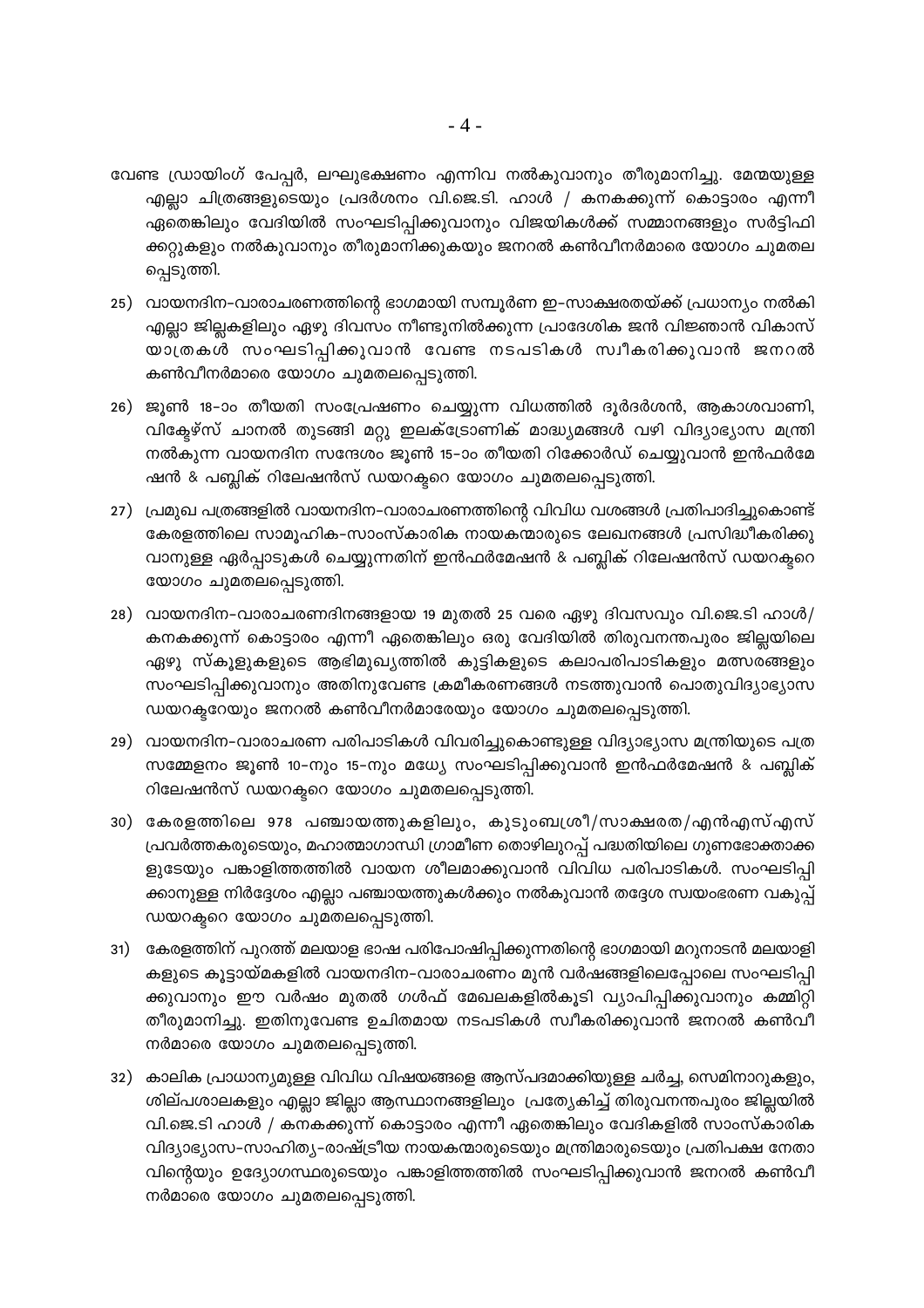വേണ്ട ഡ്രായിംഗ് പേപ്പർ, ലഘുഭക്ഷണം എന്നിവ നൽകുവാനും തീരുമാനിച്ചു. മേന്മയുള്ള എല്ലാ ചിത്രങ്ങളുടെയും പ്രദർശനം വി.ജെ.ടി. ഹാൾ / കനകക്കുന്ന് കൊട്ടാരം എന്നീ ഏതെങ്കിലും വേദിയിൽ സംഘടിപ്പിക്കുവാനും വിജയികൾക്ക് സമ്മാനങ്ങളും സർട്ടിഫിക്കറ്റുകളും നൽകുവാനും തീരുമാനിക്കുകയും ജനറൽ കൺവീനർമാരെ യോഗം ചുമതലപ്പെടുത്തി.

25) വായനദിന-വാരാചരണത്തിന്റെ ഭാഗമായി സമ്പൂർണ ഇ-സാക്ഷരതയ്ക്ക് പ്രധാന്യം നൽകി എല്ലാ ജില്ലകളിലും ഏഴു ദിവസം നീണ്ടുനിൽക്കുന്ന പ്രാദേശിക ജൻ വിജ്ഞാൻ വികാസ് യാത്രകൾ സംഘടിപ്പിക്കുവാൻ വേണ്ട നടപടികൾ സ്വീകരിക്കുവാൻ ജനറൽ കൺവീനർമാരെ യോഗം ചുമതലപ്പെടുത്തി.

26) ജൂൺ 18-ാം തീയതി സംപ്രേഷണം ചെയ്യുന്ന വിധത്തിൽ ദൂർദർശൻ, ആകാശവാണി, വിക്ടേഴ്സ് ചാനൽ തുടങ്ങി മറ്റു ഇലക്ട്രോണിക് മാദ്ധ്യമങ്ങൾ വഴി വിദ്യാഭ്യാസ മന്ത്രി നൽകുന്ന വായനദിന സന്ദേശം ജൂൺ 15-ാം തീയതി റിക്കോർഡ് ചെയ്യുവാൻ ഇൻഫർമേഷൻ & പബ്ലിക് റിലേഷൻസ് ഡയറക്ടറെ യോഗം ചുമതലപ്പെടുത്തി.

27) പ്രമുഖ പത്രങ്ങളിൽ വായനദിന-വാരാചരണത്തിന്റെ വിവിധ വശങ്ങൾ പ്രതിപാദിച്ചുകൊണ്ട് കേരളത്തിലെ സാമൂഹിക-സാംസ്കാരിക നായകന്മാരുടെ ലേഖനങ്ങൾ പ്രസിദ്ധീകരിക്കുവാനുള്ള ഏർപ്പാടുകൾ ചെയ്യുന്നതിന് ഇൻഫർമേഷൻ & പബ്ലിക് റിലേഷൻസ് ഡയറക്ടറെ യോഗം ചുമതലപ്പെടുത്തി.

28) വായനദിന-വാരാചരണദിനങ്ങളായ 19 മുതൽ 25 വരെ ഏഴു ദിവസവും വി.ജെ.ടി ഹാൾ/ കനകക്കുന്ന് കൊട്ടാരം എന്നീ ഏതെങ്കിലും ഒരു വേദിയിൽ തിരുവനന്തപുരം ജില്ലയിലെ ഏഴു സ്കൂളുകളുടെ ആഭിമുഖ്യത്തിൽ കുട്ടികളുടെ കലാപരിപാടികളും മത്സരങ്ങളും സംഘടിപ്പിക്കുവാനും അതിനുവേണ്ട ക്രമീകരണങ്ങൾ നടത്തുവാൻ പൊതുവിദ്യാഭ്യാസ ഡയറക്ടറേയും ജനറൽ കൺവീനർമാരേയും യോഗം ചുമതലപ്പെടുത്തി.

29) വായനദിന-വാരാചരണ പരിപാടികൾ വിവരിച്ചുകൊണ്ടുള്ള വിദ്യാഭ്യാസ മന്ത്രിയുടെ പത്ര സമ്മേളനം ജൂൺ 10-നും 15-നും മധ്യേ സംഘടിപ്പിക്കുവാൻ ഇൻഫർമേഷൻ & പബ്ലിക് റിലേഷൻസ് ഡയറക്ടറെ യോഗം ചുമതലപ്പെടുത്തി.

30) കേരളത്തിലെ 978 പഞ്ചായത്തുകളിലും, കുടുംബശ്രീ/സാക്ഷരത/എൻഎസ്എസ് പ്രവർത്തകരുടെയും, മഹാത്മാഗാന്ധി ഗ്രാമീണ തൊഴിലുറപ്പ് പദ്ധതിയിലെ ഗുണഭോക്താക്കളുടേയും പങ്കാളിത്തത്തിൽ വായന ശീലമാക്കുവാൻ വിവിധ പരിപാടികൾ. സംഘടിപ്പിക്കാനുള്ള നിർദ്ദേശം എല്ലാ പഞ്ചായത്തുകൾക്കും നൽകുവാൻ തദ്ദേശ സ്വയംഭരണ വകുപ്പ് ഡയറക്ടറെ യോഗം ചുമതലപ്പെടുത്തി.

31) കേരളത്തിന് പുറത്ത് മലയാള ഭാഷ പരിപോഷിപ്പിക്കുന്നതിന്റെ ഭാഗമായി മറുനാടൻ മലയാളികളുടെ കൂട്ടായ്മകളിൽ വായനദിന-വാരാചരണം മുൻ വർഷങ്ങളിലെപ്പോലെ സംഘടിപ്പിക്കുവാനും ഈ വർഷം മുതൽ ഗൾഫ് മേഖലകളിൽകൂടി വ്യാപിപ്പിക്കുവാനും കമ്മിറ്റി തീരുമാനിച്ചു. ഇതിനുവേണ്ട ഉചിതമായ നടപടികൾ സ്വീകരിക്കുവാൻ ജനറൽ കൺവീനർമാരെ യോഗം ചുമതലപ്പെടുത്തി.

32) കാലിക പ്രാധാന്യമുള്ള വിവിധ വിഷയങ്ങളെ ആസ്പദമാക്കിയുള്ള ചർച്ച, സെമിനാറുകളും, ശില്പശാലകളും എല്ലാ ജില്ലാ ആസ്ഥാനങ്ങളിലും പ്രത്യേകിച്ച് തിരുവനന്തപുരം ജില്ലയിൽ വി.ജെ.ടി ഹാൾ / കനകക്കുന്ന് കൊട്ടാരം എന്നീ ഏതെങ്കിലും വേദികളിൽ സാംസ്കാരിക വിദ്യാഭ്യാസ-സാഹിത്യ-രാഷ്ട്രീയ നായകന്മാരുടെയും മന്ത്രിമാരുടെയും പ്രതിപക്ഷ നേതാവിന്റെയും ഉദ്യോഗസ്ഥരുടെയും പങ്കാളിത്തത്തിൽ സംഘടിപ്പിക്കുവാൻ ജനറൽ കൺവീനർമാരെ യോഗം ചുമതലപ്പെടുത്തി.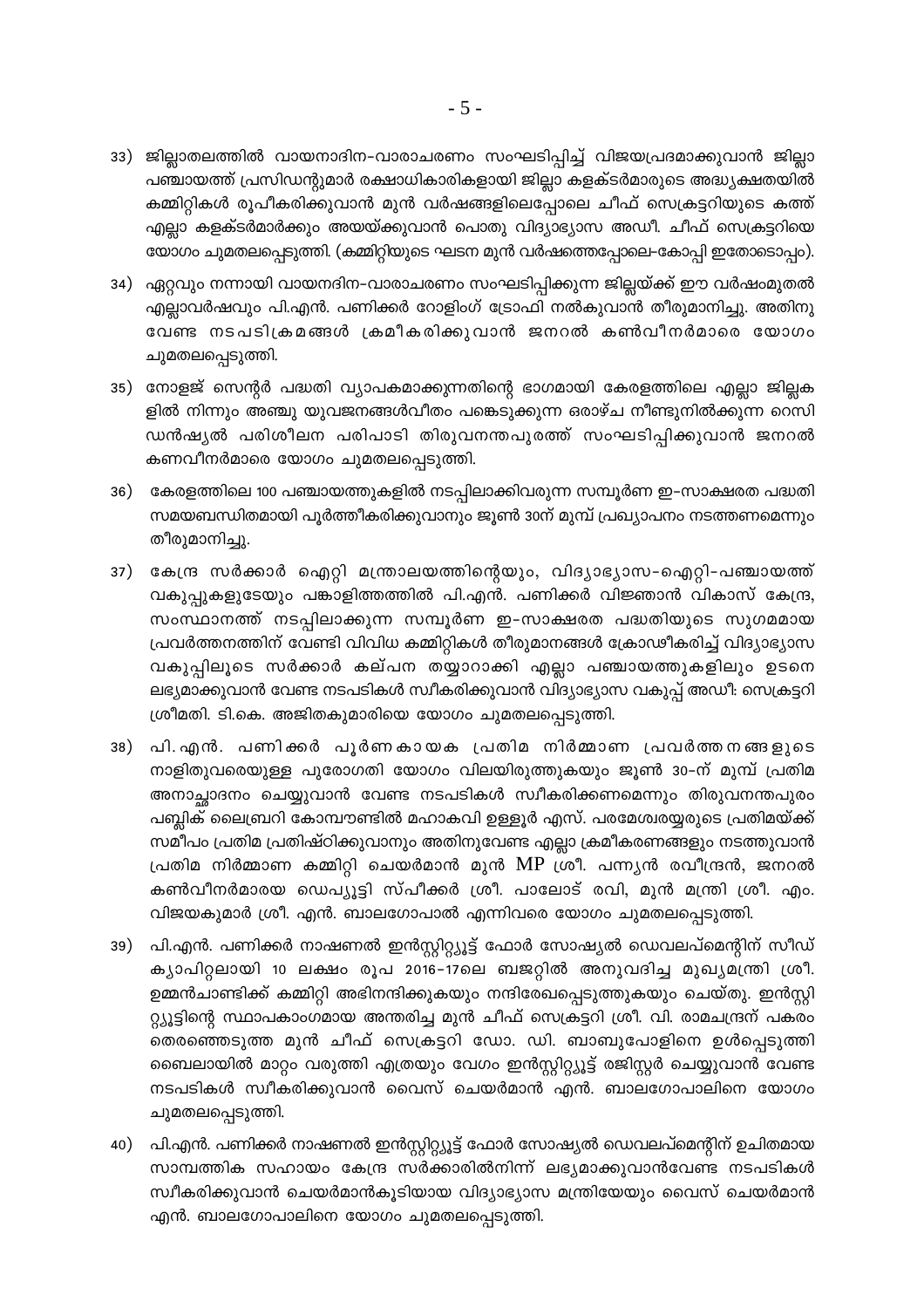33) ജില്ലാതലത്തിൽ വായനാദിന-വാരാചരണം സംഘടിപ്പിച്ച് വിജയപ്രദമാക്കുവാൻ ജില്ലാ പഞ്ചായത്ത് പ്രസിഡന്റുമാർ രക്ഷാധികാരികളായി ജില്ലാ കളക്ടർമാരുടെ അദ്ധ്യക്ഷതയിൽ കമ്മിറ്റികൾ രൂപീകരിക്കുവാൻ മുൻ വർഷങ്ങളിലെപ്പോലെ ചീഫ് സെക്രട്ടറിയുടെ കത്ത് എല്ലാ കളക്ടർമാർക്കും അയയ്ക്കുവാൻ പൊതു വിദ്യാഭ്യാസ അഡീ. ചീഫ് സെക്രട്ടറിയെ യോഗം ചുമതലപ്പെടുത്തി. (കമ്മിറ്റിയുടെ ഘടന മുൻ വർഷത്തെപ്പോലെ-കോപ്പി ഇതോടൊപ്പം).

34) ഏറ്റവും നന്നായി വായനദിന-വാരാചരണം സംഘടിപ്പിക്കുന്ന ജില്ലയ്ക്ക് ഈ വർഷംമുതൽ എല്ലാവർഷവും പി.എൻ. പണിക്കർ റോളിംഗ് ട്രോഫി നൽകുവാൻ തീരുമാനിച്ചു. അതിനു വേണ്ട നടപടിക്രമങ്ങൾ ക്രമീകരിക്കുവാൻ ജനറൽ കൺവീനർമാരെ യോഗം ചുമതലപ്പെടുത്തി.

35) നോളജ് സെന്റർ പദ്ധതി വ്യാപകമാക്കുന്നതിന്റെ ഭാഗമായി കേരളത്തിലെ എല്ലാ ജില്ലകളിൽ നിന്നും അഞ്ചു യുവജനങ്ങൾവീതം പങ്കെടുക്കുന്ന ഒരാഴ്ച നീണ്ടുനിൽക്കുന്ന റെസിഡൻഷ്യൽ പരിശീലന പരിപാടി തിരുവനന്തപുരത്ത് സംഘടിപ്പിക്കുവാൻ ജനറൽ കണവീനർമാരെ യോഗം ചുമതലപ്പെടുത്തി.

36) കേരളത്തിലെ 100 പഞ്ചായത്തുകളിൽ നടപ്പിലാക്കിവരുന്ന സമ്പൂർണ ഇ-സാക്ഷരത പദ്ധതി സമയബന്ധിതമായി പൂർത്തീകരിക്കുവാനും ജൂൺ 30ന് മുമ്പ് പ്രഖ്യാപനം നടത്തണമെന്നും തീരുമാനിച്ചു.

37) കേന്ദ്ര സർക്കാർ ഐറ്റി മന്ത്രാലയത്തിന്റെയും, വിദ്യാഭ്യാസ-ഐറ്റി-പഞ്ചായത്ത് വകുപ്പുകളുടേയും പങ്കാളിത്തത്തിൽ പി.എൻ. പണിക്കർ വിജ്ഞാൻ വികാസ് കേന്ദ്ര, സംസ്ഥാനത്ത് നടപ്പിലാക്കുന്ന സമ്പൂർണ ഇ-സാക്ഷരത പദ്ധതിയുടെ സുഗമമായ പ്രവർത്തനത്തിന് വേണ്ടി വിവിധ കമ്മിറ്റികൾ തീരുമാനങ്ങൾ ക്രോഢീകരിച്ച് വിദ്യാഭ്യാസ വകുപ്പിലൂടെ സർക്കാർ കല്പന തയ്യാറാക്കി എല്ലാ പഞ്ചായത്തുകളിലും ഉടനെ ലഭ്യമാക്കുവാൻ വേണ്ട നടപടികൾ സ്വീകരിക്കുവാൻ വിദ്യാഭ്യാസ വകുപ്പ് അഡീ: സെക്രട്ടറി ശ്രീമതി. ടി.കെ. അജിതകുമാരിയെ യോഗം ചുമതലപ്പെടുത്തി.

38) പി.എൻ. പണിക്കർ പൂർണകായക പ്രതിമ നിർമ്മാണ പ്രവർത്തനങ്ങളുടെ നാളിതുവരെയുള്ള പുരോഗതി യോഗം വിലയിരുത്തുകയും ജൂൺ 30-ന് മുമ്പ് പ്രതിമ അനാച്ഛാദനം ചെയ്യുവാൻ വേണ്ട നടപടികൾ സ്വീകരിക്കണമെന്നും തിരുവനന്തപുരം പബ്ലിക് ലൈബ്രറി കോമ്പൗണ്ടിൽ മഹാകവി ഉള്ളൂർ എസ്. പരമേശ്വരയ്യരുടെ പ്രതിമയ്ക്ക് സമീപം പ്രതിമ പ്രതിഷ്ഠിക്കുവാനും അതിനുവേണ്ട എല്ലാ ക്രമീകരണങ്ങളും നടത്തുവാൻ പ്രതിമ നിർമ്മാണ കമ്മിറ്റി ചെയർമാൻ മുൻ MP ശ്രീ. പന്ന്യൻ രവീന്ദ്രൻ, ജനറൽ കൺവീനർമാരയ ഡെപ്യൂട്ടി സ്പീക്കർ ശ്രീ. പാലോട് രവി, മുൻ മന്ത്രി ശ്രീ. എം. വിജയകുമാർ ശ്രീ. എൻ. ബാലഗോപാൽ എന്നിവരെ യോഗം ചുമതലപ്പെടുത്തി.

39) പി.എൻ. പണിക്കർ നാഷണൽ ഇൻസ്റ്റിറ്റ്യൂട്ട് ഫോർ സോഷ്യൽ ഡെവലപ്മെന്റിന് സീഡ് ക്യാപിറ്റലായി 10 ലക്ഷം രൂപ 2016-17ലെ ബജറ്റിൽ അനുവദിച്ച മുഖ്യമന്ത്രി ശ്രീ. ഉമ്മൻചാണ്ടിക്ക് കമ്മിറ്റി അഭിനന്ദിക്കുകയും നന്ദിരേഖപ്പെടുത്തുകയും ചെയ്തു. ഇൻസ്റ്റിറ്റ്യൂട്ടിന്റെ സ്ഥാപകാംഗമായ അന്തരിച്ച മുൻ ചീഫ് സെക്രട്ടറി ശ്രീ. വി. രാമചന്ദ്രന് പകരം തെരഞ്ഞെടുത്ത മുൻ ചീഫ് സെക്രട്ടറി ഡോ. ഡി. ബാബുപോളിനെ ഉൾപ്പെടുത്തി ബൈലായിൽ മാറ്റം വരുത്തി എത്രയും വേഗം ഇൻസ്റ്റിറ്റ്യൂട്ട് രജിസ്റ്റർ ചെയ്യുവാൻ വേണ്ട നടപടികൾ സ്വീകരിക്കുവാൻ വൈസ് ചെയർമാൻ എൻ. ബാലഗോപാലിനെ യോഗം ചുമതലപ്പെടുത്തി.

40) പി.എൻ. പണിക്കർ നാഷണൽ ഇൻസ്റ്റിറ്റ്യൂട്ട് ഫോർ സോഷ്യൽ ഡെവലപ്മെന്റിന് ഉചിതമായ സാമ്പത്തിക സഹായം കേന്ദ്ര സർക്കാരിൽനിന്ന് ലഭ്യമാക്കുവാൻവേണ്ട നടപടികൾ സ്വീകരിക്കുവാൻ ചെയർമാൻകൂടിയായ വിദ്യാഭ്യാസ മന്ത്രിയേയും വൈസ് ചെയർമാൻ എൻ. ബാലഗോപാലിനെ യോഗം ചുമതലപ്പെടുത്തി.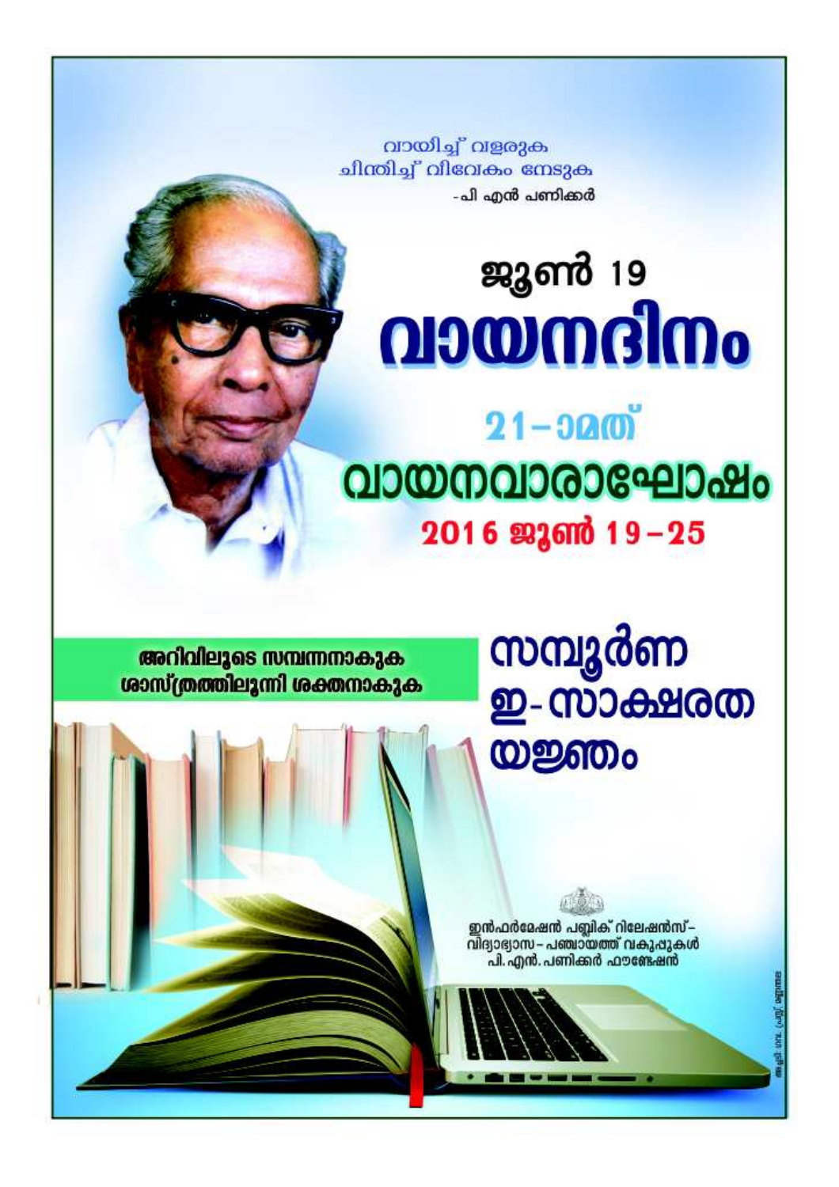വായിച്ച് വളരുക
ചിന്തിച്ച് വിവേകം നേടുക
-പി എൻ പണിക്കർ

# ജൂൺ 19
# വായനദിനം

## 21-ാമത്
## വായനവാരാഘോഷം
## 2016 ജൂൺ 19-25

**അറിവിലൂടെ സമ്പന്നനാകുക**
**ശാസ്ത്രത്തിലൂന്നി ശക്തനാകുക**

## സമ്പൂർണ ഇ-സാക്ഷരത യജ്ഞം

ഇൻഫർമേഷൻ പബ്ലിക് റിലേഷൻസ്-
വിദ്യാഭ്യാസ-പഞ്ചായത്ത് വകുപ്പുകൾ
പി. എൻ. പണിക്കർ ഫൗണ്ടേഷൻ